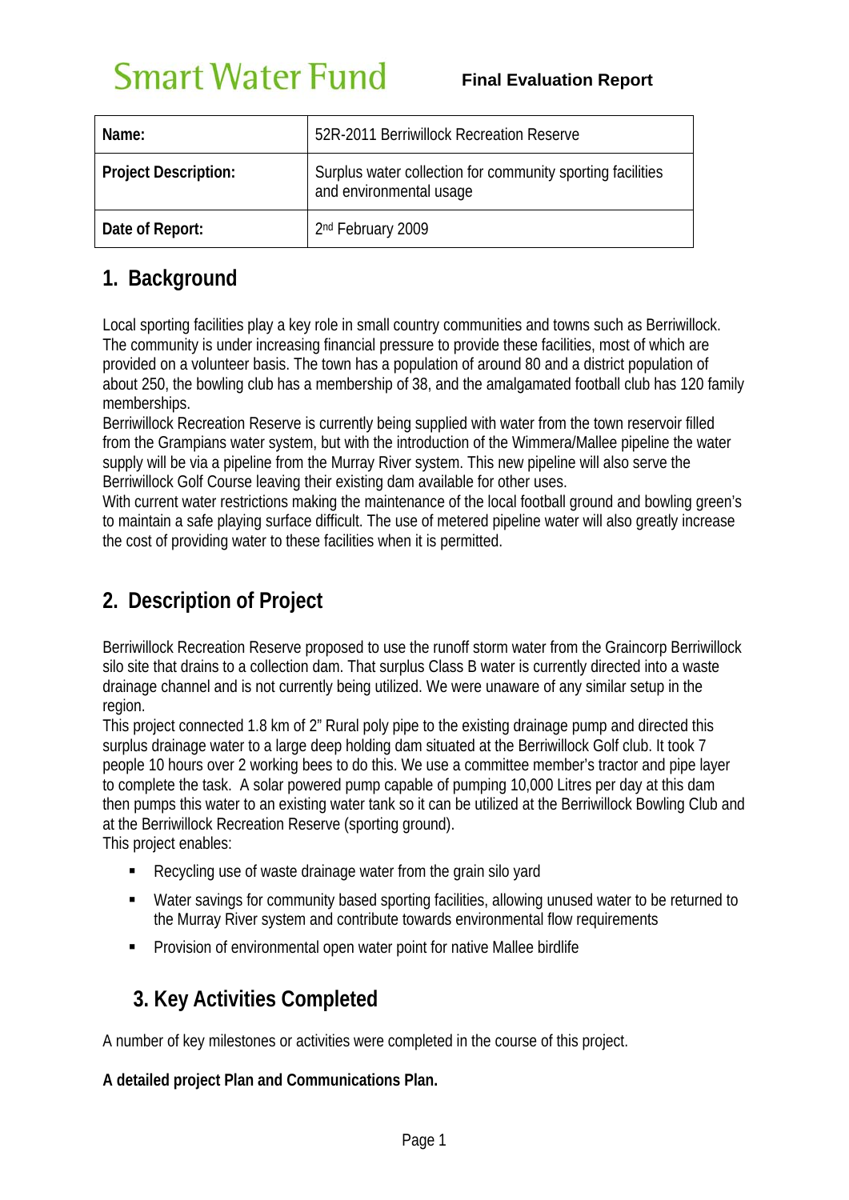# Smart Water Fund

**Final Evaluation Report**

| **Name:** | 52R-2011 Berriwillock Recreation Reserve |
|---|---|
| **Project Description:** | Surplus water collection for community sporting facilities and environmental usage |
| **Date of Report:** | 2nd February 2009 |

## 1. Background

Local sporting facilities play a key role in small country communities and towns such as Berriwillock. The community is under increasing financial pressure to provide these facilities, most of which are provided on a volunteer basis. The town has a population of around 80 and a district population of about 250, the bowling club has a membership of 38, and the amalgamated football club has 120 family memberships.

Berriwillock Recreation Reserve is currently being supplied with water from the town reservoir filled from the Grampians water system, but with the introduction of the Wimmera/Mallee pipeline the water supply will be via a pipeline from the Murray River system. This new pipeline will also serve the Berriwillock Golf Course leaving their existing dam available for other uses.

With current water restrictions making the maintenance of the local football ground and bowling green's to maintain a safe playing surface difficult. The use of metered pipeline water will also greatly increase the cost of providing water to these facilities when it is permitted.

## 2. Description of Project

Berriwillock Recreation Reserve proposed to use the runoff storm water from the Graincorp Berriwillock silo site that drains to a collection dam. That surplus Class B water is currently directed into a waste drainage channel and is not currently being utilized. We were unaware of any similar setup in the region.

This project connected 1.8 km of 2" Rural poly pipe to the existing drainage pump and directed this surplus drainage water to a large deep holding dam situated at the Berriwillock Golf club. It took 7 people 10 hours over 2 working bees to do this. We use a committee member's tractor and pipe layer to complete the task. A solar powered pump capable of pumping 10,000 Litres per day at this dam then pumps this water to an existing water tank so it can be utilized at the Berriwillock Bowling Club and at the Berriwillock Recreation Reserve (sporting ground).

This project enables:

- Recycling use of waste drainage water from the grain silo yard
- Water savings for community based sporting facilities, allowing unused water to be returned to the Murray River system and contribute towards environmental flow requirements
- Provision of environmental open water point for native Mallee birdlife

## 3. Key Activities Completed

A number of key milestones or activities were completed in the course of this project.

**A detailed project Plan and Communications Plan.**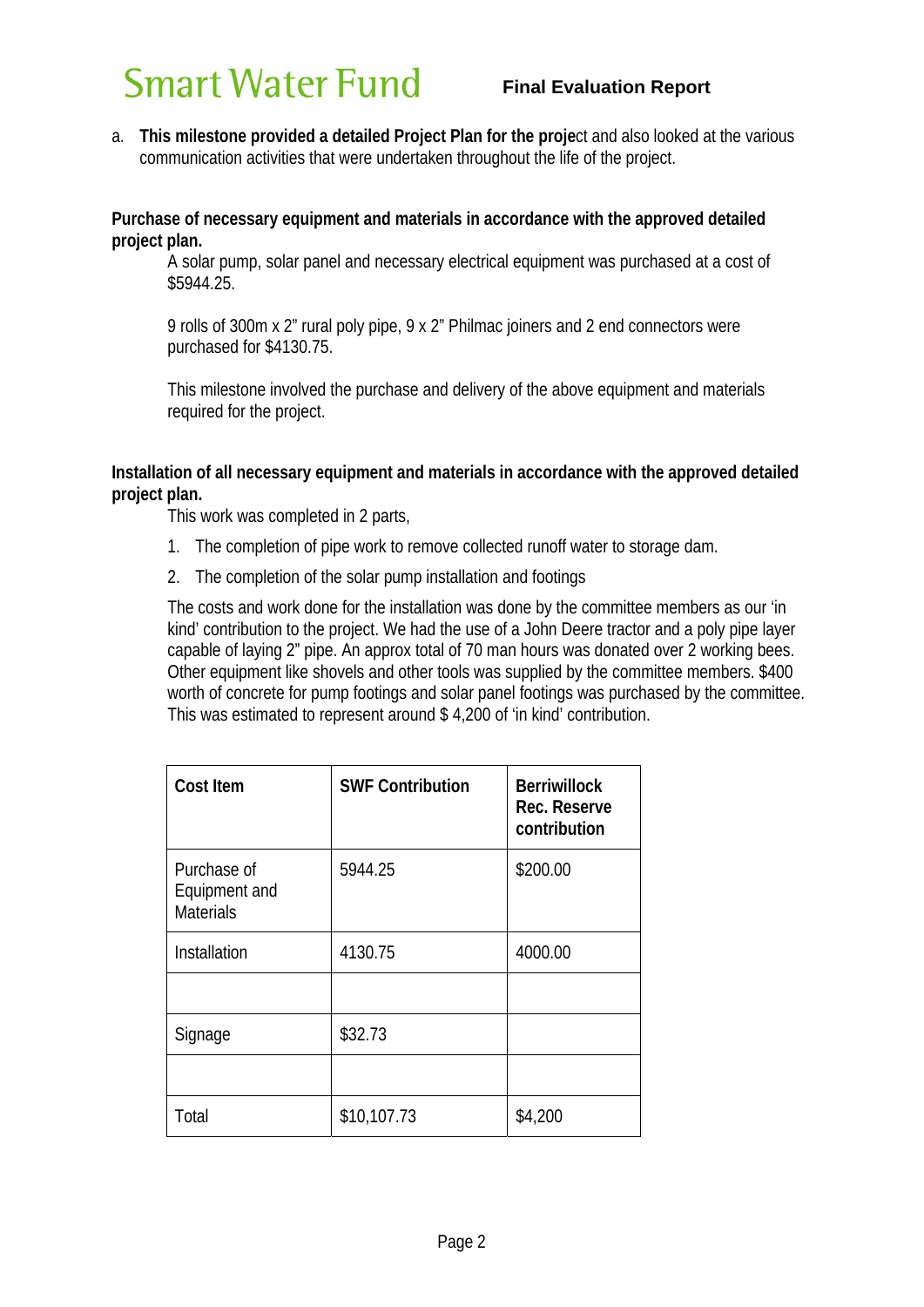a. **This milestone provided a detailed Project Plan for the proje**ct and also looked at the various communication activities that were undertaken throughout the life of the project.

**Purchase of necessary equipment and materials in accordance with the approved detailed project plan.**

A solar pump, solar panel and necessary electrical equipment was purchased at a cost of $5944.25.

9 rolls of 300m x 2" rural poly pipe, 9 x 2" Philmac joiners and 2 end connectors were purchased for $4130.75.

This milestone involved the purchase and delivery of the above equipment and materials required for the project.

**Installation of all necessary equipment and materials in accordance with the approved detailed project plan.**

This work was completed in 2 parts,

1. The completion of pipe work to remove collected runoff water to storage dam.
2. The completion of the solar pump installation and footings

The costs and work done for the installation was done by the committee members as our 'in kind' contribution to the project. We had the use of a John Deere tractor and a poly pipe layer capable of laying 2" pipe. An approx total of 70 man hours was donated over 2 working bees. Other equipment like shovels and other tools was supplied by the committee members. $400 worth of concrete for pump footings and solar panel footings was purchased by the committee. This was estimated to represent around $ 4,200 of 'in kind' contribution.

| Cost Item | SWF Contribution | Berriwillock Rec. Reserve contribution |
|---|---|---|
| Purchase of Equipment and Materials | 5944.25 | $200.00 |
| Installation | 4130.75 | 4000.00 |
| | | |
| Signage | $32.73 | |
| | | |
| Total | $10,107.73 | $4,200 |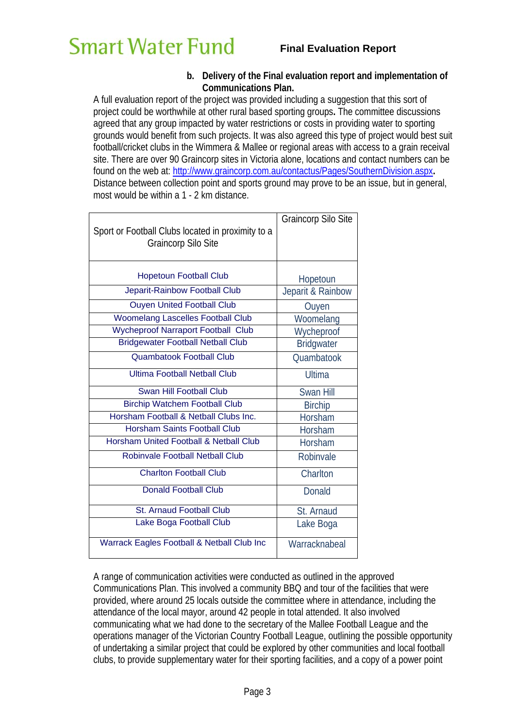**b. Delivery of the Final evaluation report and implementation of Communications Plan.**

A full evaluation report of the project was provided including a suggestion that this sort of project could be worthwhile at other rural based sporting groups**.** The committee discussions agreed that any group impacted by water restrictions or costs in providing water to sporting grounds would benefit from such projects. It was also agreed this type of project would best suit football/cricket clubs in the Wimmera & Mallee or regional areas with access to a grain receival site. There are over 90 Graincorp sites in Victoria alone, locations and contact numbers can be found on the web at: http://www.graincorp.com.au/contactus/Pages/SouthernDivision.aspx**.** Distance between collection point and sports ground may prove to be an issue, but in general, most would be within a 1 - 2 km distance.

| Sport or Football Clubs located in proximity to a Graincorp Silo Site | Graincorp Silo Site |
|---|---|
| Hopetoun Football Club | Hopetoun |
| Jeparit-Rainbow Football Club | Jeparit & Rainbow |
| Ouyen United Football Club | Ouyen |
| Woomelang Lascelles Football Club | Woomelang |
| Wycheproof Narraport Football Club | Wycheproof |
| Bridgewater Football Netball Club | Bridgwater |
| Quambatook Football Club | Quambatook |
| Ultima Football Netball Club | Ultima |
| Swan Hill Football Club | Swan Hill |
| Birchip Watchem Football Club | Birchip |
| Horsham Football & Netball Clubs Inc. | Horsham |
| Horsham Saints Football Club | Horsham |
| Horsham United Football & Netball Club | Horsham |
| Robinvale Football Netball Club | Robinvale |
| Charlton Football Club | Charlton |
| Donald Football Club | Donald |
| St. Arnaud Football Club | St. Arnaud |
| Lake Boga Football Club | Lake Boga |
| Warrack Eagles Football & Netball Club Inc | Warracknabeal |

A range of communication activities were conducted as outlined in the approved Communications Plan. This involved a community BBQ and tour of the facilities that were provided, where around 25 locals outside the committee where in attendance, including the attendance of the local mayor, around 42 people in total attended. It also involved communicating what we had done to the secretary of the Mallee Football League and the operations manager of the Victorian Country Football League, outlining the possible opportunity of undertaking a similar project that could be explored by other communities and local football clubs, to provide supplementary water for their sporting facilities, and a copy of a power point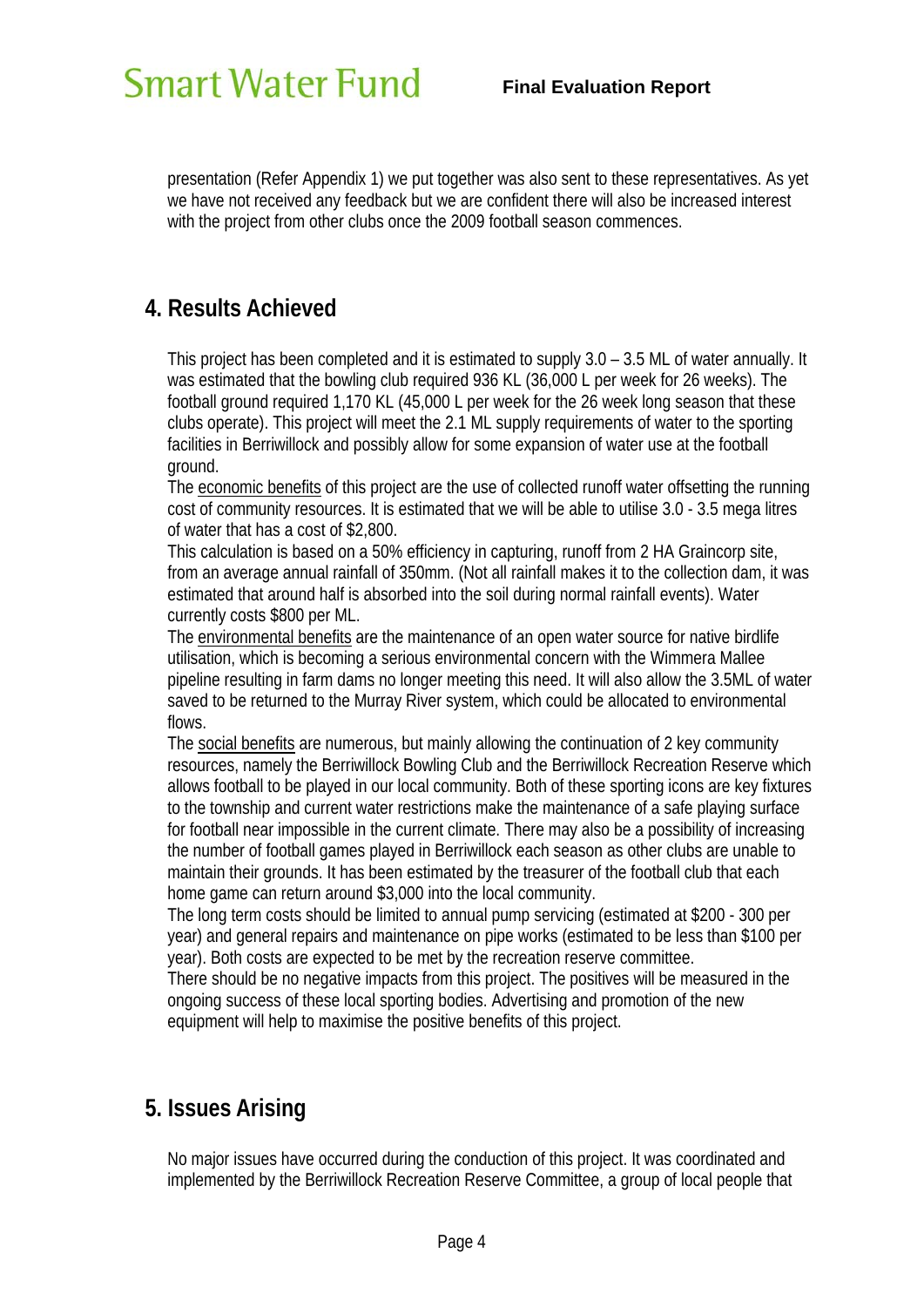presentation (Refer Appendix 1) we put together was also sent to these representatives. As yet we have not received any feedback but we are confident there will also be increased interest with the project from other clubs once the 2009 football season commences.

## 4. Results Achieved

This project has been completed and it is estimated to supply 3.0 – 3.5 ML of water annually. It was estimated that the bowling club required 936 KL (36,000 L per week for 26 weeks). The football ground required 1,170 KL (45,000 L per week for the 26 week long season that these clubs operate). This project will meet the 2.1 ML supply requirements of water to the sporting facilities in Berriwillock and possibly allow for some expansion of water use at the football ground.

The economic benefits of this project are the use of collected runoff water offsetting the running cost of community resources. It is estimated that we will be able to utilise 3.0 - 3.5 mega litres of water that has a cost of $2,800.

This calculation is based on a 50% efficiency in capturing, runoff from 2 HA Graincorp site, from an average annual rainfall of 350mm. (Not all rainfall makes it to the collection dam, it was estimated that around half is absorbed into the soil during normal rainfall events). Water currently costs $800 per ML.

The environmental benefits are the maintenance of an open water source for native birdlife utilisation, which is becoming a serious environmental concern with the Wimmera Mallee pipeline resulting in farm dams no longer meeting this need. It will also allow the 3.5ML of water saved to be returned to the Murray River system, which could be allocated to environmental flows.

The social benefits are numerous, but mainly allowing the continuation of 2 key community resources, namely the Berriwillock Bowling Club and the Berriwillock Recreation Reserve which allows football to be played in our local community. Both of these sporting icons are key fixtures to the township and current water restrictions make the maintenance of a safe playing surface for football near impossible in the current climate. There may also be a possibility of increasing the number of football games played in Berriwillock each season as other clubs are unable to maintain their grounds. It has been estimated by the treasurer of the football club that each home game can return around $3,000 into the local community.

The long term costs should be limited to annual pump servicing (estimated at $200 - 300 per year) and general repairs and maintenance on pipe works (estimated to be less than $100 per year). Both costs are expected to be met by the recreation reserve committee.

There should be no negative impacts from this project. The positives will be measured in the ongoing success of these local sporting bodies. Advertising and promotion of the new equipment will help to maximise the positive benefits of this project.

## 5. Issues Arising

No major issues have occurred during the conduction of this project. It was coordinated and implemented by the Berriwillock Recreation Reserve Committee, a group of local people that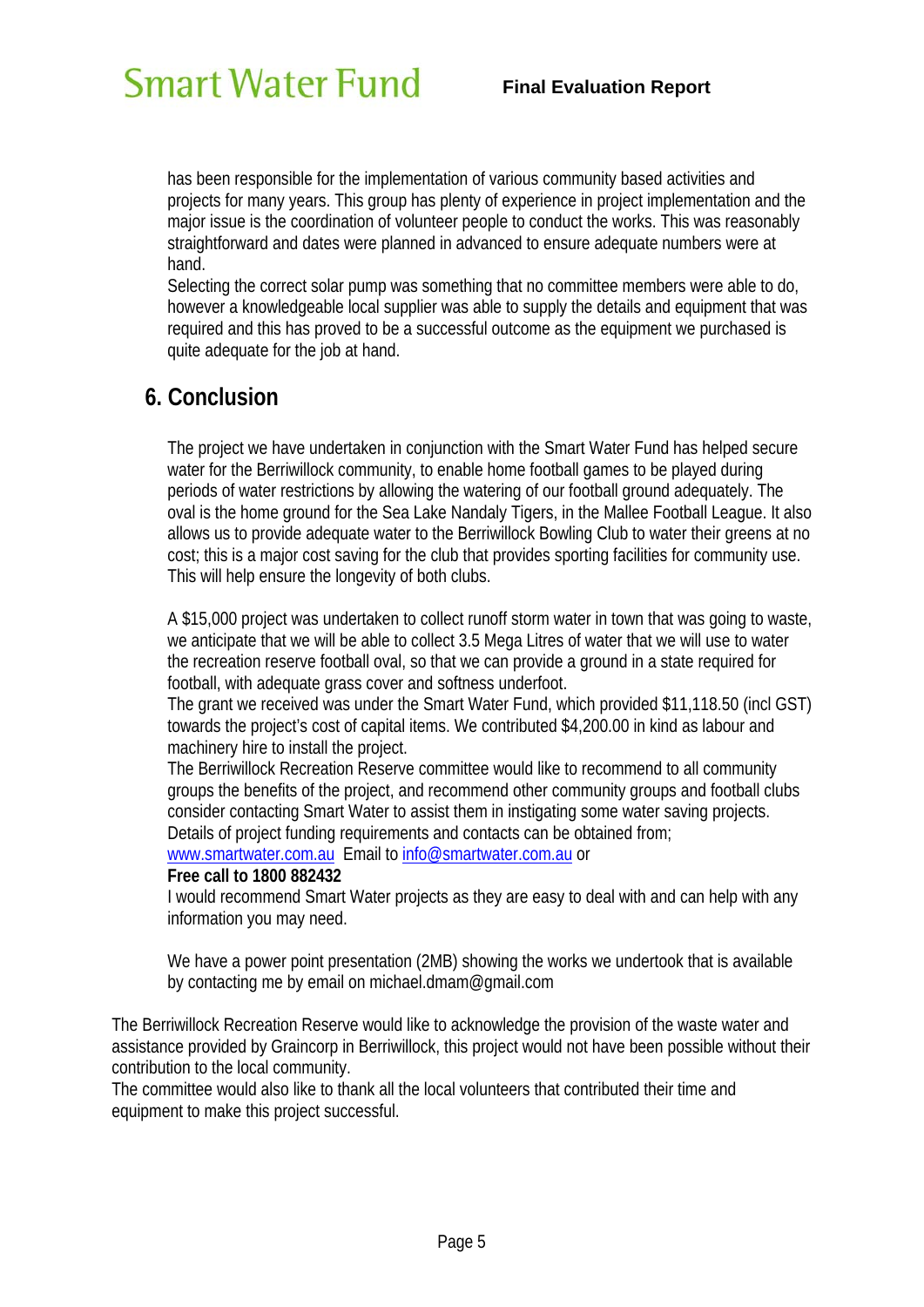has been responsible for the implementation of various community based activities and projects for many years. This group has plenty of experience in project implementation and the major issue is the coordination of volunteer people to conduct the works. This was reasonably straightforward and dates were planned in advanced to ensure adequate numbers were at hand.

Selecting the correct solar pump was something that no committee members were able to do, however a knowledgeable local supplier was able to supply the details and equipment that was required and this has proved to be a successful outcome as the equipment we purchased is quite adequate for the job at hand.

## 6. Conclusion

The project we have undertaken in conjunction with the Smart Water Fund has helped secure water for the Berriwillock community, to enable home football games to be played during periods of water restrictions by allowing the watering of our football ground adequately. The oval is the home ground for the Sea Lake Nandaly Tigers, in the Mallee Football League. It also allows us to provide adequate water to the Berriwillock Bowling Club to water their greens at no cost; this is a major cost saving for the club that provides sporting facilities for community use. This will help ensure the longevity of both clubs.

A $15,000 project was undertaken to collect runoff storm water in town that was going to waste, we anticipate that we will be able to collect 3.5 Mega Litres of water that we will use to water the recreation reserve football oval, so that we can provide a ground in a state required for football, with adequate grass cover and softness underfoot.

The grant we received was under the Smart Water Fund, which provided $11,118.50 (incl GST) towards the project's cost of capital items. We contributed $4,200.00 in kind as labour and machinery hire to install the project.

The Berriwillock Recreation Reserve committee would like to recommend to all community groups the benefits of the project, and recommend other community groups and football clubs consider contacting Smart Water to assist them in instigating some water saving projects. Details of project funding requirements and contacts can be obtained from;

www.smartwater.com.au Email to info@smartwater.com.au or

**Free call to 1800 882432**

I would recommend Smart Water projects as they are easy to deal with and can help with any information you may need.

We have a power point presentation (2MB) showing the works we undertook that is available by contacting me by email on michael.dmam@gmail.com

The Berriwillock Recreation Reserve would like to acknowledge the provision of the waste water and assistance provided by Graincorp in Berriwillock, this project would not have been possible without their contribution to the local community.

The committee would also like to thank all the local volunteers that contributed their time and equipment to make this project successful.